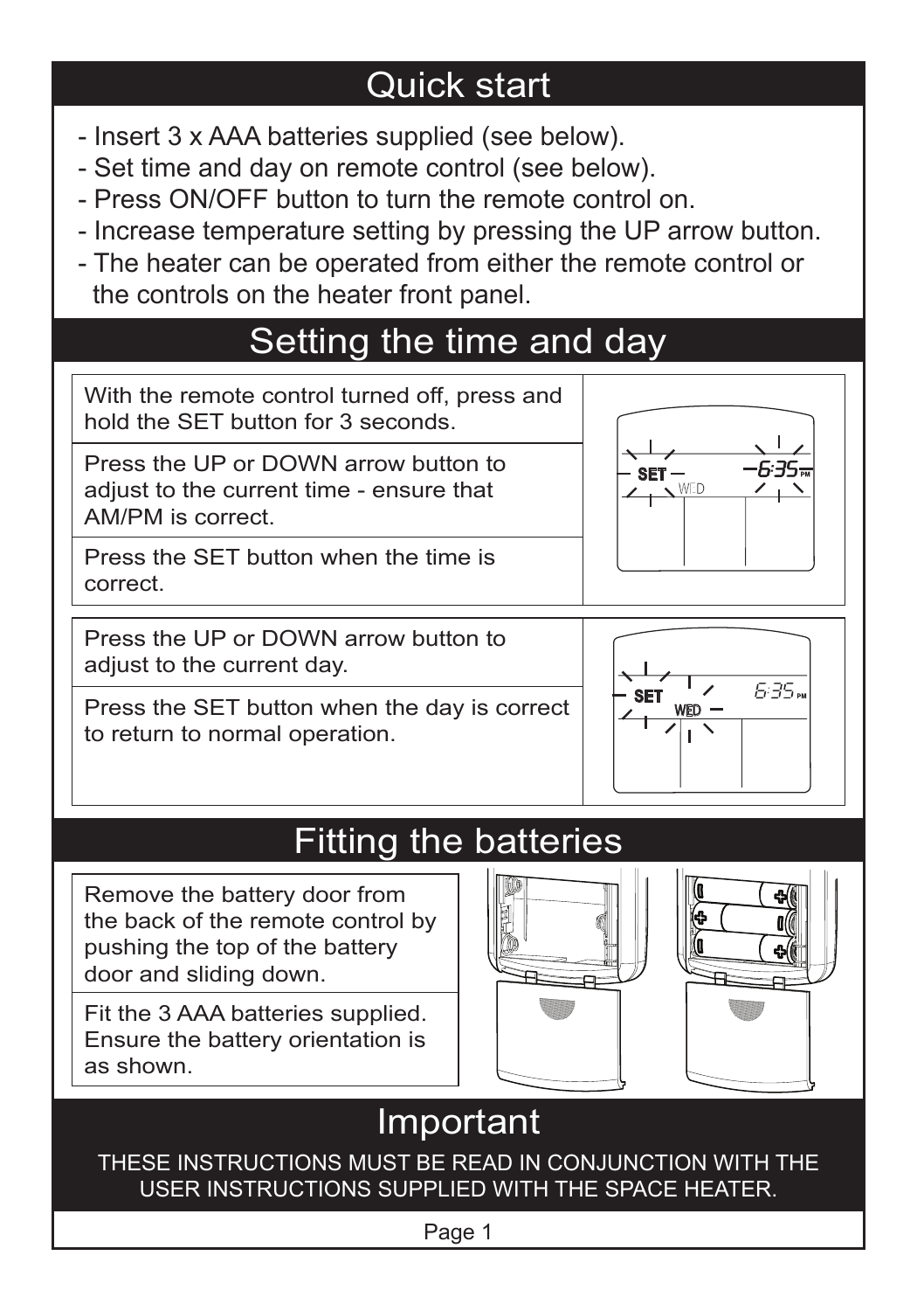# Quick start

- Insert 3 x AAA batteries supplied (see below).
- Set time and day on remote control (see below).
- Press ON/OFF button to turn the remote control on.
- Increase temperature setting by pressing the UP arrow button.
- The heater can be operated from either the remote control or the controls on the heater front panel.

# Setting the time and day

With the remote control turned off, press and hold the SET button for 3 seconds.

Press the UP or DOWN arrow button to adjust to the current time - ensure that AM/PM is correct.

Press the SET button when the time is correct.

Press the UP or DOWN arrow button to adjust to the current day.

Press the SET button when the day is correct to return to normal operation.

# Fitting the batteries

Remove the battery door from the back of the remote control by pushing the top of the battery door and sliding down.

Fit the 3 AAA batteries supplied. Ensure the battery orientation is as shown.

# Important

THESE INSTRUCTIONS MUST BE READ IN CONJUNCTION WITH THE USER INSTRUCTIONS SUPPLIED WITH THE SPACE HEATER.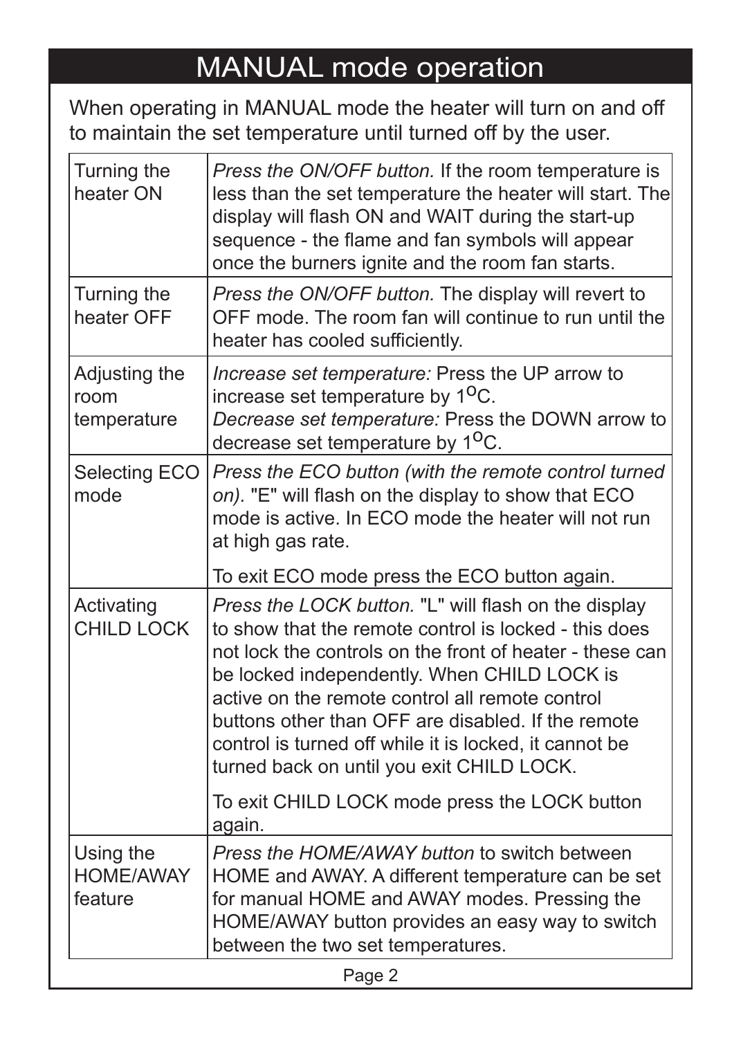# MANUAL mode operation

When operating in MANUAL mode the heater will turn on and off to maintain the set temperature until turned off by the user.

| | |
|---|---|
| Turning the heater ON | *Press the ON/OFF button.* If the room temperature is less than the set temperature the heater will start. The display will flash ON and WAIT during the start-up sequence - the flame and fan symbols will appear once the burners ignite and the room fan starts. |
| Turning the heater OFF | *Press the ON/OFF button.* The display will revert to OFF mode. The room fan will continue to run until the heater has cooled sufficiently. |
| Adjusting the room temperature | *Increase set temperature:* Press the UP arrow to increase set temperature by 1$^{o}$C.<br>*Decrease set temperature:* Press the DOWN arrow to decrease set temperature by 1$^{o}$C. |
| Selecting ECO mode | *Press the ECO button (with the remote control turned on).* "E" will flash on the display to show that ECO mode is active. In ECO mode the heater will not run at high gas rate.<br><br>To exit ECO mode press the ECO button again. |
| Activating CHILD LOCK | *Press the LOCK button.* "L" will flash on the display to show that the remote control is locked - this does not lock the controls on the front of heater - these can be locked independently. When CHILD LOCK is active on the remote control all remote control buttons other than OFF are disabled. If the remote control is turned off while it is locked, it cannot be turned back on until you exit CHILD LOCK.<br><br>To exit CHILD LOCK mode press the LOCK button again. |
| Using the HOME/AWAY feature | *Press the HOME/AWAY button* to switch between HOME and AWAY. A different temperature can be set for manual HOME and AWAY modes. Pressing the HOME/AWAY button provides an easy way to switch between the two set temperatures. |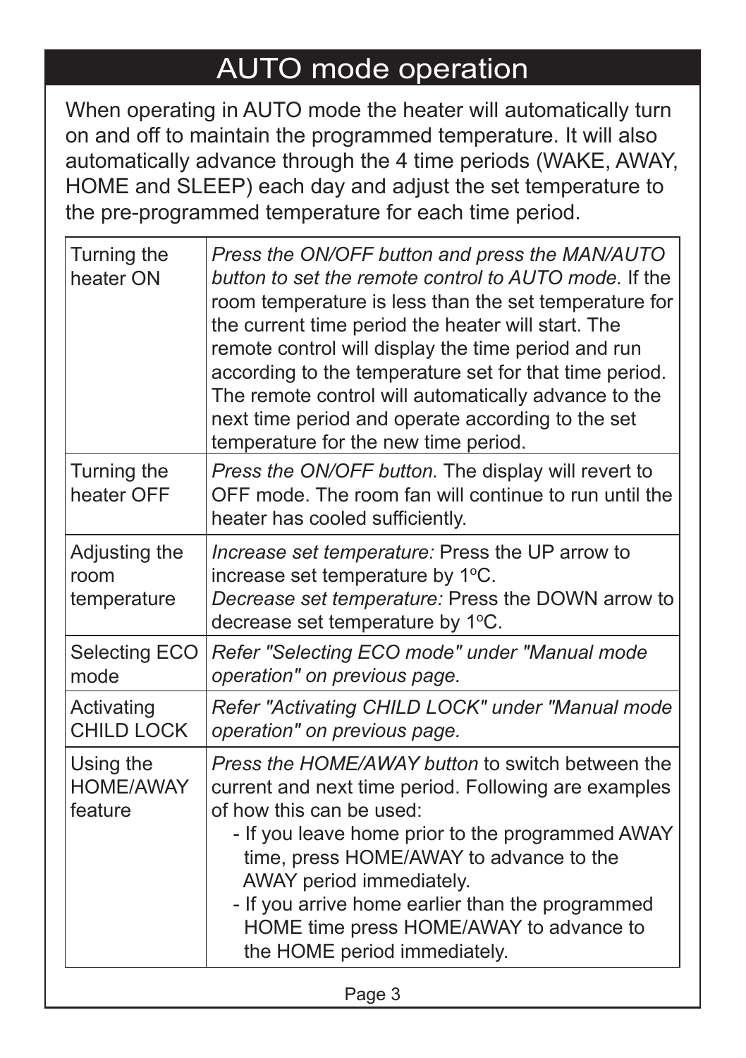# AUTO mode operation

When operating in AUTO mode the heater will automatically turn on and off to maintain the programmed temperature. It will also automatically advance through the 4 time periods (WAKE, AWAY, HOME and SLEEP) each day and adjust the set temperature to the pre-programmed temperature for each time period.

| | |
|---|---|
| Turning the heater ON | *Press the ON/OFF button and press the MAN/AUTO button to set the remote control to AUTO mode.* If the room temperature is less than the set temperature for the current time period the heater will start. The remote control will display the time period and run according to the temperature set for that time period. The remote control will automatically advance to the next time period and operate according to the set temperature for the new time period. |
| Turning the heater OFF | *Press the ON/OFF button.* The display will revert to OFF mode. The room fan will continue to run until the heater has cooled sufficiently. |
| Adjusting the room temperature | *Increase set temperature:* Press the UP arrow to increase set temperature by 1°C.<br>*Decrease set temperature:* Press the DOWN arrow to decrease set temperature by 1°C. |
| Selecting ECO mode | *Refer "Selecting ECO mode" under "Manual mode operation" on previous page.* |
| Activating CHILD LOCK | *Refer "Activating CHILD LOCK" under "Manual mode operation" on previous page.* |
| Using the HOME/AWAY feature | *Press the HOME/AWAY button* to switch between the current and next time period. Following are examples of how this can be used:<br>- If you leave home prior to the programmed AWAY time, press HOME/AWAY to advance to the AWAY period immediately.<br>- If you arrive home earlier than the programmed HOME time press HOME/AWAY to advance to the HOME period immediately. |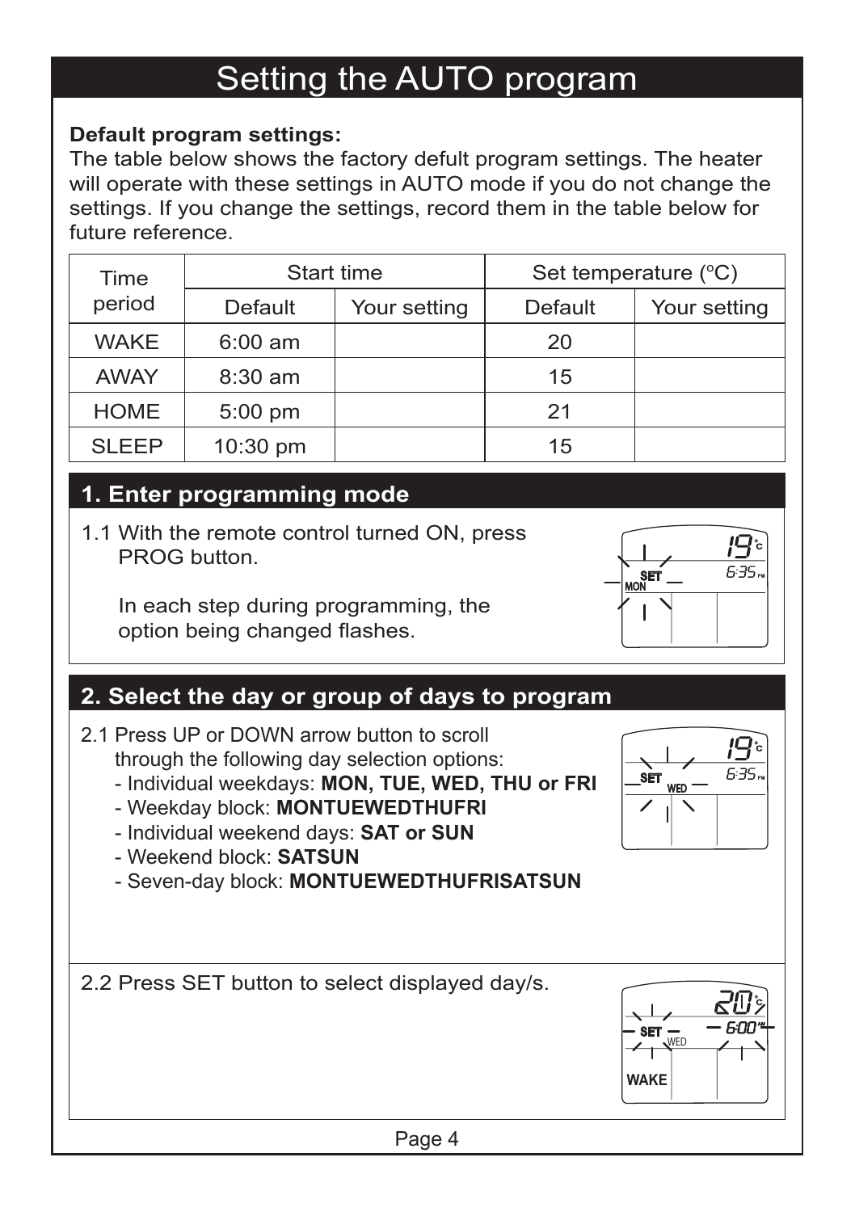# Setting the AUTO program

**Default program settings:**
The table below shows the factory defult program settings. The heater will operate with these settings in AUTO mode if you do not change the settings. If you change the settings, record them in the table below for future reference.

| Time period | Start time | | Set temperature (°C) | |
|---|---|---|---|---|
| | Default | Your setting | Default | Your setting |
| WAKE | 6:00 am | | 20 | |
| AWAY | 8:30 am | | 15 | |
| HOME | 5:00 pm | | 21 | |
| SLEEP | 10:30 pm | | 15 | |

## 1. Enter programming mode

1.1 With the remote control turned ON, press PROG button.

In each step during programming, the option being changed flashes.

## 2. Select the day or group of days to program

2.1 Press UP or DOWN arrow button to scroll through the following day selection options:

- Individual weekdays: **MON, TUE, WED, THU or FRI**
- Weekday block: **MONTUEWEDTHUFRI**
- Individual weekend days: **SAT or SUN**
- Weekend block: **SATSUN**
- Seven-day block: **MONTUEWEDTHUFRISATSUN**

2.2 Press SET button to select displayed day/s.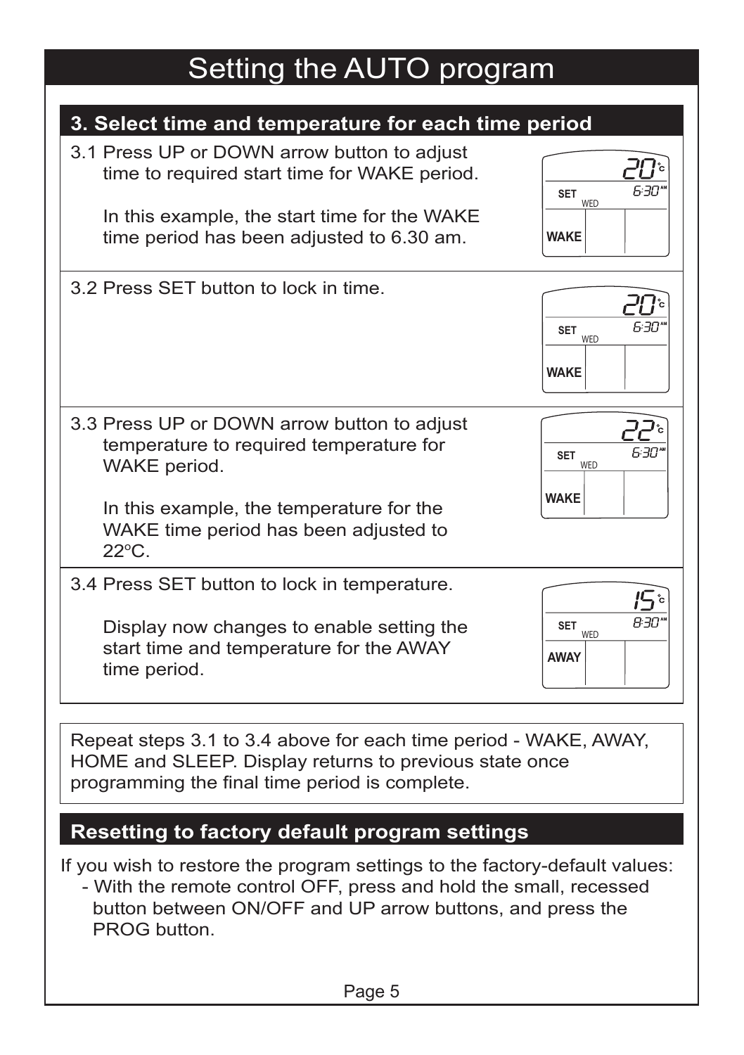# Setting the AUTO program

## 3. Select time and temperature for each time period

3.1 Press UP or DOWN arrow button to adjust time to required start time for WAKE period.

In this example, the start time for the WAKE time period has been adjusted to 6.30 am.

3.2 Press SET button to lock in time.

3.3 Press UP or DOWN arrow button to adjust temperature to required temperature for WAKE period.

In this example, the temperature for the WAKE time period has been adjusted to 22°C.

3.4 Press SET button to lock in temperature.

Display now changes to enable setting the start time and temperature for the AWAY time period.

Repeat steps 3.1 to 3.4 above for each time period - WAKE, AWAY, HOME and SLEEP. Display returns to previous state once programming the final time period is complete.

## Resetting to factory default program settings

If you wish to restore the program settings to the factory-default values:

- With the remote control OFF, press and hold the small, recessed button between ON/OFF and UP arrow buttons, and press the PROG button.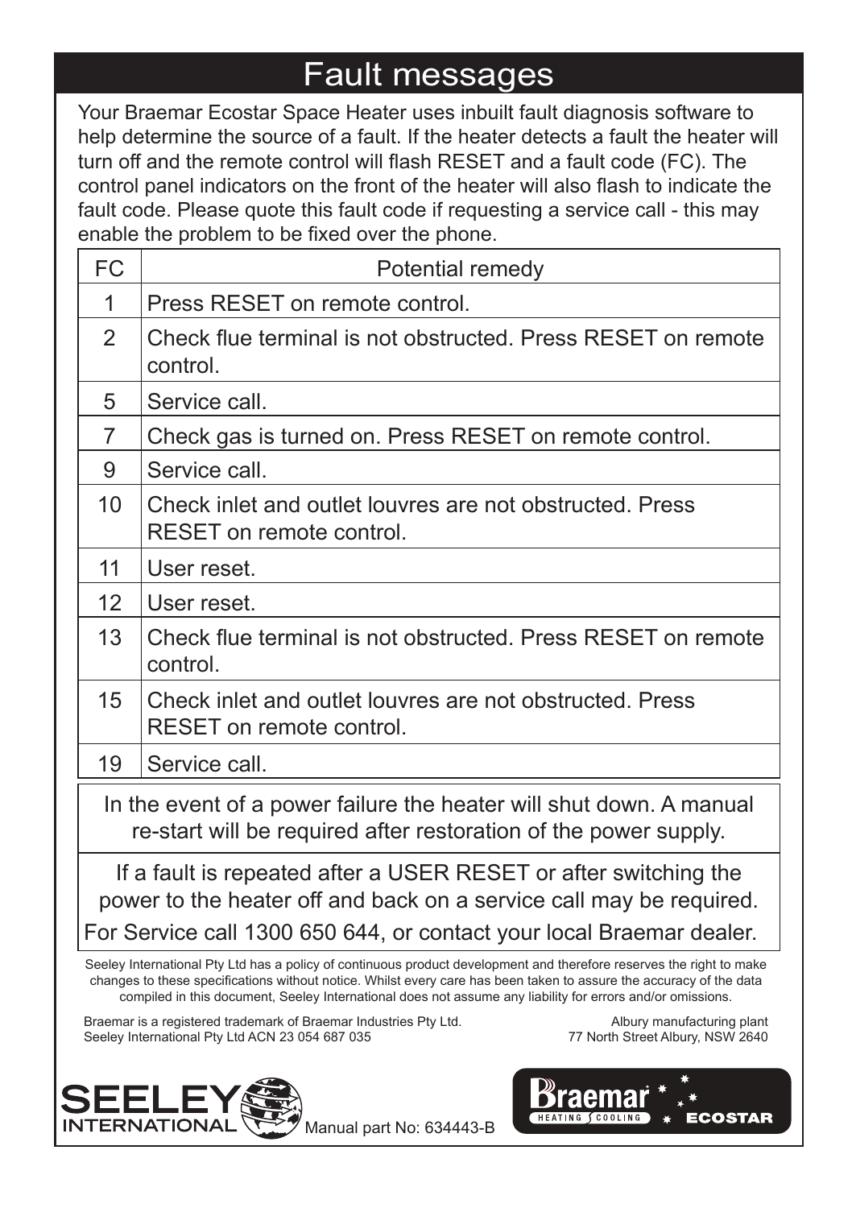# Fault messages

Your Braemar Ecostar Space Heater uses inbuilt fault diagnosis software to help determine the source of a fault. If the heater detects a fault the heater will turn off and the remote control will flash RESET and a fault code (FC). The control panel indicators on the front of the heater will also flash to indicate the fault code. Please quote this fault code if requesting a service call - this may enable the problem to be fixed over the phone.

| FC | Potential remedy |
|---|---|
| 1 | Press RESET on remote control. |
| 2 | Check flue terminal is not obstructed. Press RESET on remote control. |
| 5 | Service call. |
| 7 | Check gas is turned on. Press RESET on remote control. |
| 9 | Service call. |
| 10 | Check inlet and outlet louvres are not obstructed. Press RESET on remote control. |
| 11 | User reset. |
| 12 | User reset. |
| 13 | Check flue terminal is not obstructed. Press RESET on remote control. |
| 15 | Check inlet and outlet louvres are not obstructed. Press RESET on remote control. |
| 19 | Service call. |

In the event of a power failure the heater will shut down. A manual re-start will be required after restoration of the power supply.

If a fault is repeated after a USER RESET or after switching the power to the heater off and back on a service call may be required.

For Service call 1300 650 644, or contact your local Braemar dealer.

Seeley International Pty Ltd has a policy of continuous product development and therefore reserves the right to make changes to these specifications without notice. Whilst every care has been taken to assure the accuracy of the data compiled in this document, Seeley International does not assume any liability for errors and/or omissions.

Braemar is a registered trademark of Braemar Industries Pty Ltd.
Seeley International Pty Ltd ACN 23 054 687 035

Albury manufacturing plant
77 North Street Albury, NSW 2640

Manual part No: 634443-B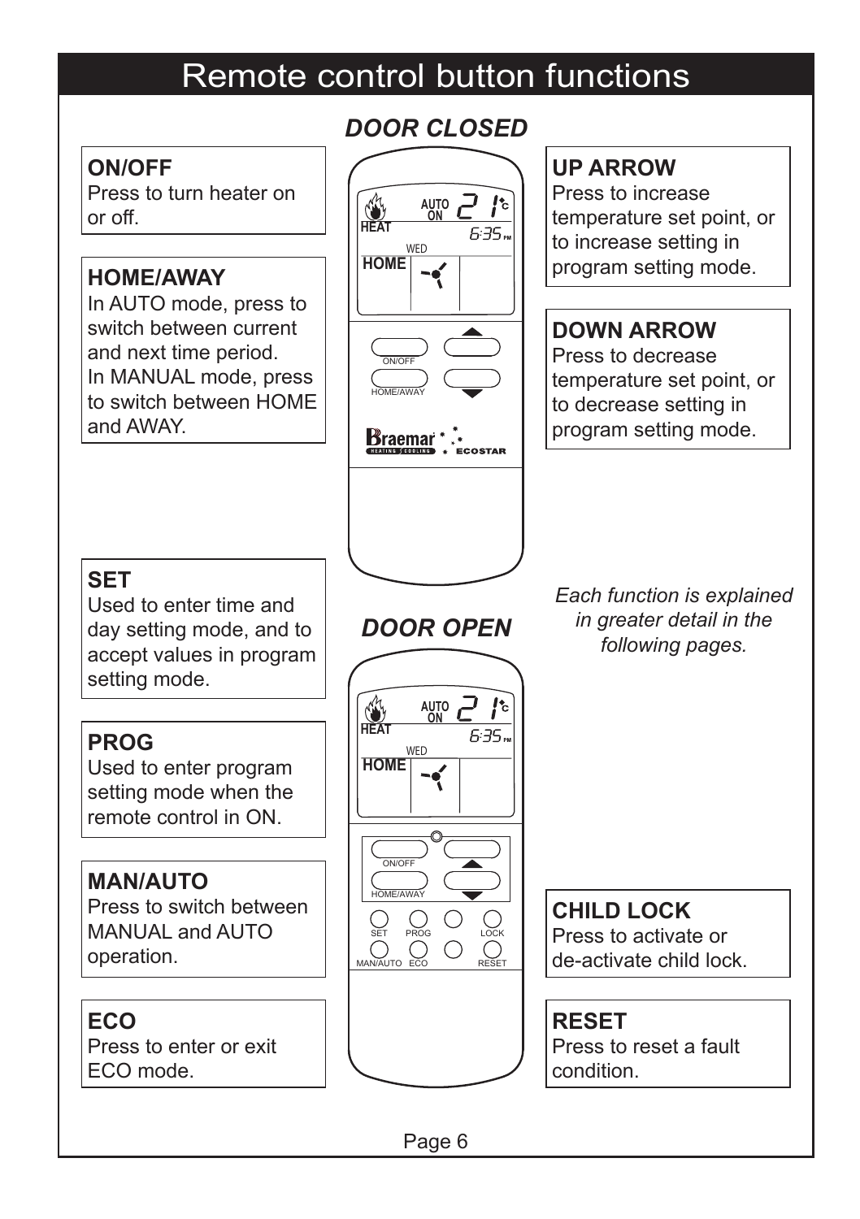# Remote control button functions

### ON/OFF
Press to turn heater on or off.

### HOME/AWAY
In AUTO mode, press to switch between current and next time period.
In MANUAL mode, press to switch between HOME and AWAY.

### SET
Used to enter time and day setting mode, and to accept values in program setting mode.

### PROG
Used to enter program setting mode when the remote control in ON.

### MAN/AUTO
Press to switch between MANUAL and AUTO operation.

### ECO
Press to enter or exit ECO mode.

***DOOR CLOSED***

***DOOR OPEN***

### UP ARROW
Press to increase temperature set point, or to increase setting in program setting mode.

### DOWN ARROW
Press to decrease temperature set point, or to decrease setting in program setting mode.

*Each function is explained in greater detail in the following pages.*

### CHILD LOCK
Press to activate or de-activate child lock.

### RESET
Press to reset a fault condition.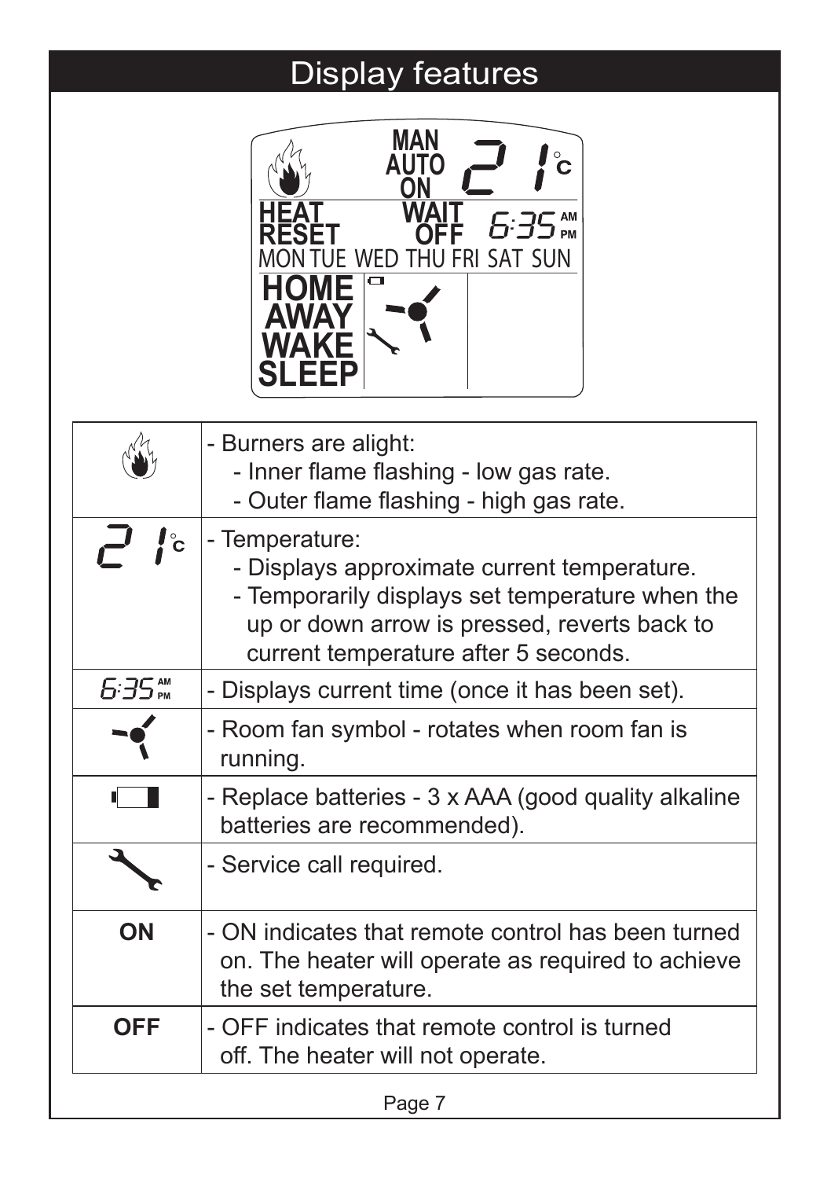# Display features

MAN
AUTO
ON
21 °C

HEAT
RESET
WAIT
OFF
6:35 AM PM

MON TUE WED THU FRI SAT SUN

HOME
AWAY
WAKE
SLEEP

| Symbol | Description |
|---|---|
| (Flame symbol) | - Burners are alight:<br>- Inner flame flashing - low gas rate.<br>- Outer flame flashing - high gas rate. |
| 21 °C | - Temperature:<br>- Displays approximate current temperature.<br>- Temporarily displays set temperature when the up or down arrow is pressed, reverts back to current temperature after 5 seconds. |
| 6:35 AM PM | - Displays current time (once it has been set). |
| (Fan symbol) | - Room fan symbol - rotates when room fan is running. |
| (Battery symbol) | - Replace batteries - 3 x AAA (good quality alkaline batteries are recommended). |
| (Wrench symbol) | - Service call required. |
| **ON** | - ON indicates that remote control has been turned on. The heater will operate as required to achieve the set temperature. |
| **OFF** | - OFF indicates that remote control is turned off. The heater will not operate. |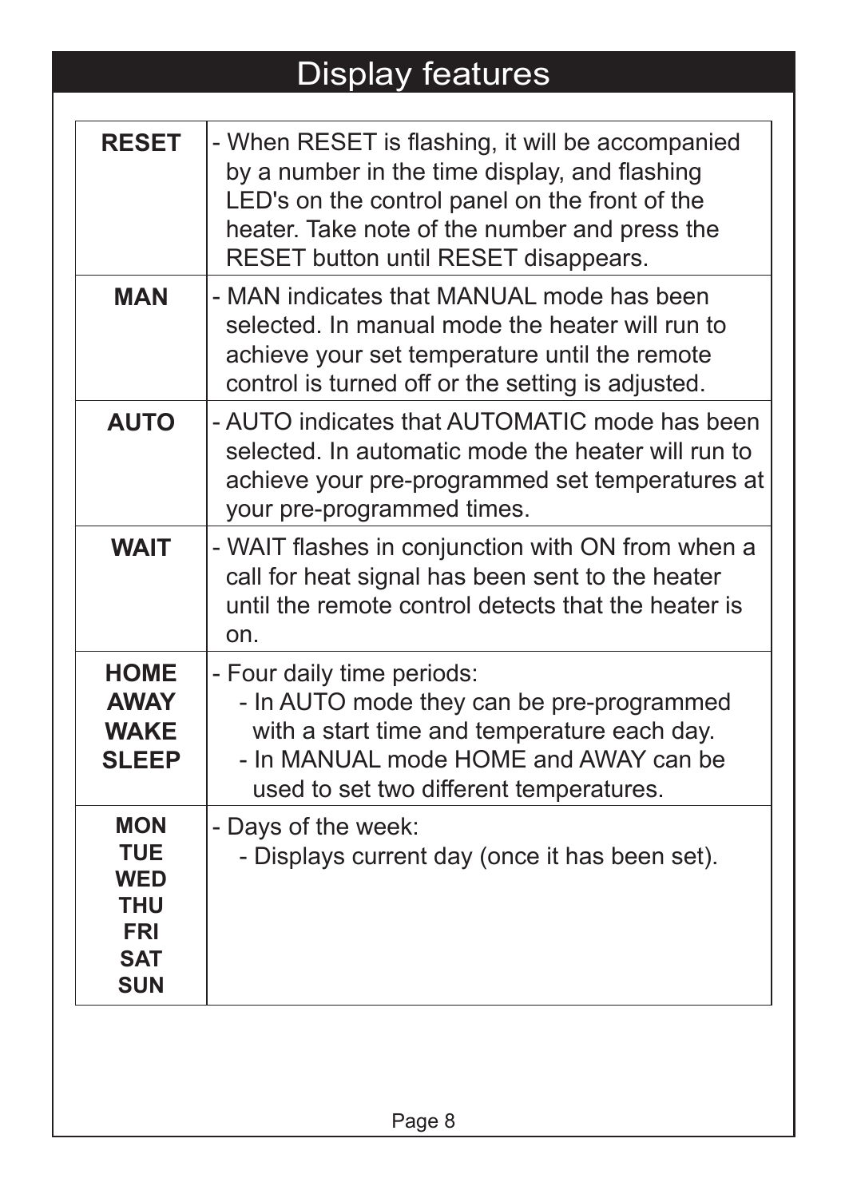# Display features

| | |
|---|---|
| **RESET** | - When RESET is flashing, it will be accompanied by a number in the time display, and flashing LED's on the control panel on the front of the heater. Take note of the number and press the RESET button until RESET disappears. |
| **MAN** | - MAN indicates that MANUAL mode has been selected. In manual mode the heater will run to achieve your set temperature until the remote control is turned off or the setting is adjusted. |
| **AUTO** | - AUTO indicates that AUTOMATIC mode has been selected. In automatic mode the heater will run to achieve your pre-programmed set temperatures at your pre-programmed times. |
| **WAIT** | - WAIT flashes in conjunction with ON from when a call for heat signal has been sent to the heater until the remote control detects that the heater is on. |
| **HOME**<br>**AWAY**<br>**WAKE**<br>**SLEEP** | - Four daily time periods:<br>- In AUTO mode they can be pre-programmed with a start time and temperature each day.<br>- In MANUAL mode HOME and AWAY can be used to set two different temperatures. |
| **MON**<br>**TUE**<br>**WED**<br>**THU**<br>**FRI**<br>**SAT**<br>**SUN** | - Days of the week:<br>- Displays current day (once it has been set). |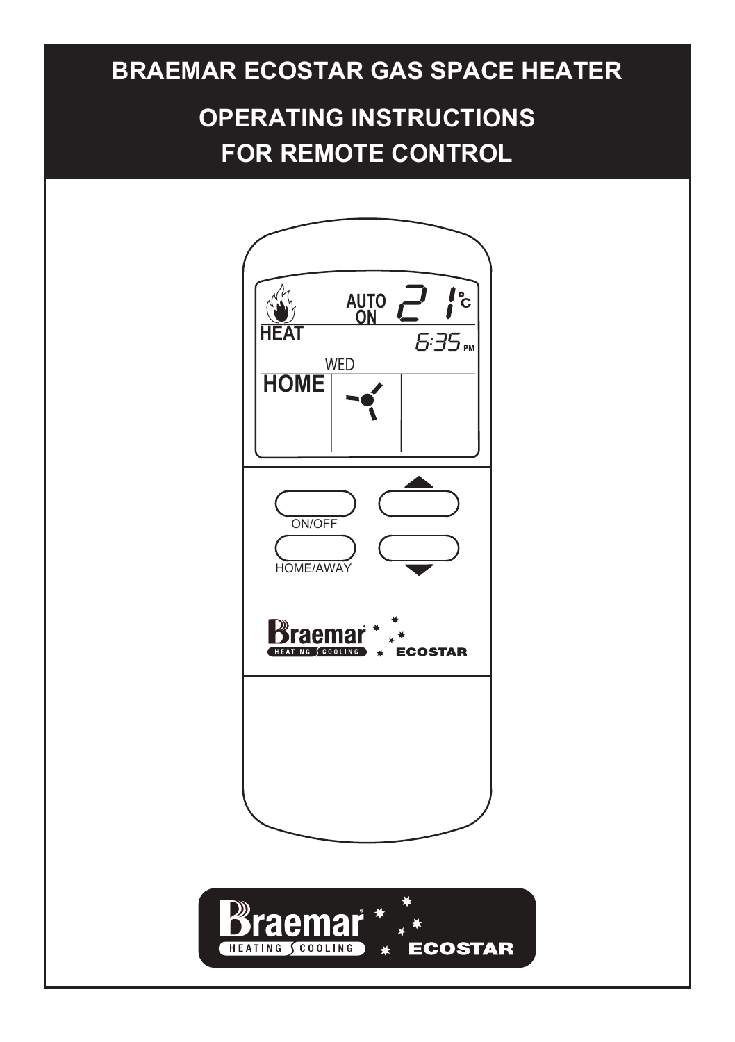# BRAEMAR ECOSTAR GAS SPACE HEATER

## OPERATING INSTRUCTIONS
## FOR REMOTE CONTROL

AUTO ON 21°C

HEAT

6:35 PM

WED

HOME

ON/OFF

HOME/AWAY

Braemar HEATING COOLING ECOSTAR

Braemar HEATING COOLING ECOSTAR